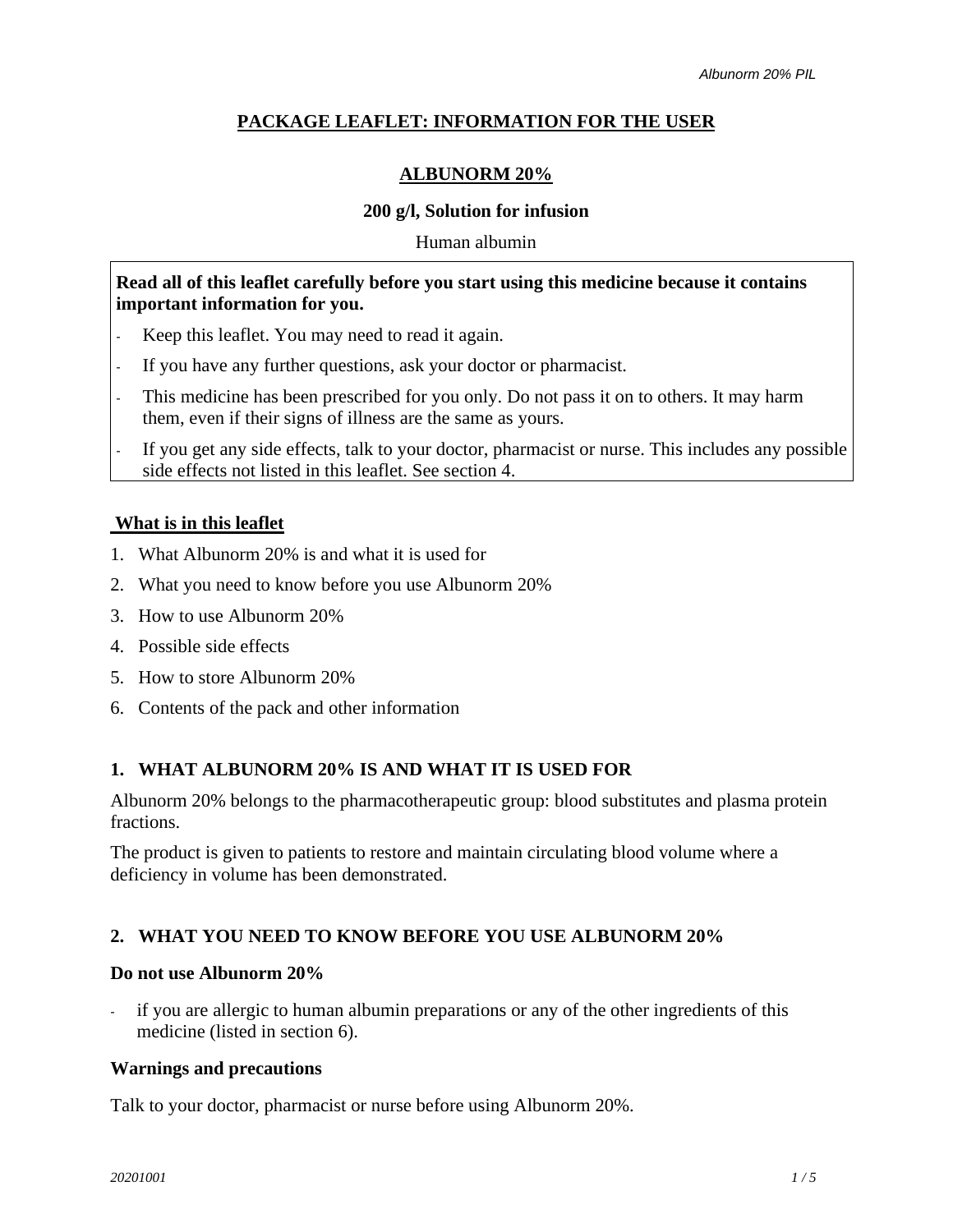# PACKAGE LEAFLET: INFORMATION FOR THE USER

## ALBUNORM 20%

**200 g/l, Solution for infusion**

Human albumin

**Read all of this leaflet carefully before you start using this medicine because it contains important information for you.**

- Keep this leaflet. You may need to read it again.
- If you have any further questions, ask your doctor or pharmacist.
- This medicine has been prescribed for you only. Do not pass it on to others. It may harm them, even if their signs of illness are the same as yours.
- If you get any side effects, talk to your doctor, pharmacist or nurse. This includes any possible side effects not listed in this leaflet. See section 4.

**What is in this leaflet**

1. What Albunorm 20% is and what it is used for
2. What you need to know before you use Albunorm 20%
3. How to use Albunorm 20%
4. Possible side effects
5. How to store Albunorm 20%
6. Contents of the pack and other information

## 1. WHAT ALBUNORM 20% IS AND WHAT IT IS USED FOR

Albunorm 20% belongs to the pharmacotherapeutic group: blood substitutes and plasma protein fractions.

The product is given to patients to restore and maintain circulating blood volume where a deficiency in volume has been demonstrated.

## 2. WHAT YOU NEED TO KNOW BEFORE YOU USE ALBUNORM 20%

### Do not use Albunorm 20%

- if you are allergic to human albumin preparations or any of the other ingredients of this medicine (listed in section 6).

### Warnings and precautions

Talk to your doctor, pharmacist or nurse before using Albunorm 20%.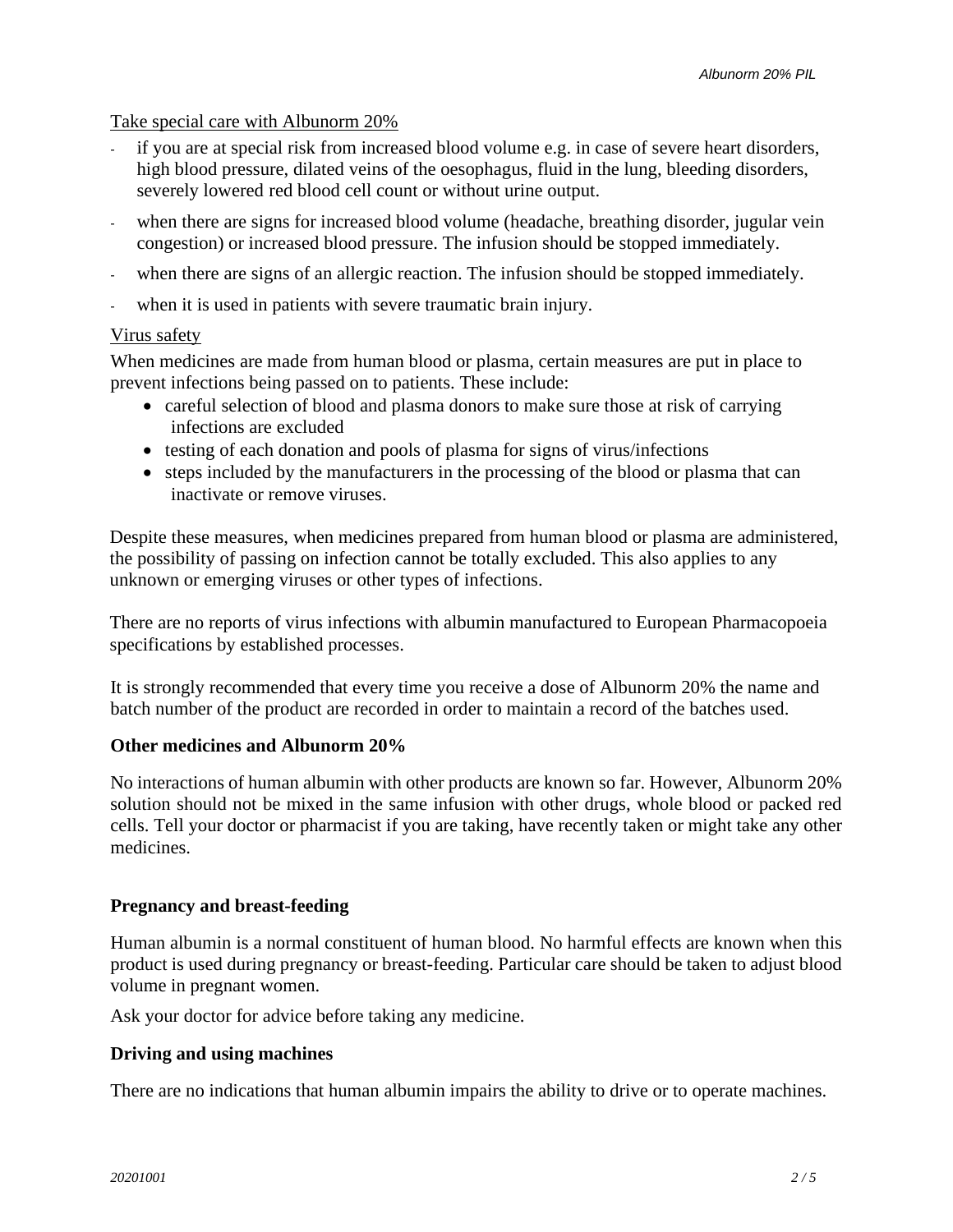Take special care with Albunorm 20%

- if you are at special risk from increased blood volume e.g. in case of severe heart disorders, high blood pressure, dilated veins of the oesophagus, fluid in the lung, bleeding disorders, severely lowered red blood cell count or without urine output.
- when there are signs for increased blood volume (headache, breathing disorder, jugular vein congestion) or increased blood pressure. The infusion should be stopped immediately.
- when there are signs of an allergic reaction. The infusion should be stopped immediately.
- when it is used in patients with severe traumatic brain injury.

Virus safety

When medicines are made from human blood or plasma, certain measures are put in place to prevent infections being passed on to patients. These include:

- careful selection of blood and plasma donors to make sure those at risk of carrying infections are excluded
- testing of each donation and pools of plasma for signs of virus/infections
- steps included by the manufacturers in the processing of the blood or plasma that can inactivate or remove viruses.

Despite these measures, when medicines prepared from human blood or plasma are administered, the possibility of passing on infection cannot be totally excluded. This also applies to any unknown or emerging viruses or other types of infections.

There are no reports of virus infections with albumin manufactured to European Pharmacopoeia specifications by established processes.

It is strongly recommended that every time you receive a dose of Albunorm 20% the name and batch number of the product are recorded in order to maintain a record of the batches used.

**Other medicines and Albunorm 20%**

No interactions of human albumin with other products are known so far. However, Albunorm 20% solution should not be mixed in the same infusion with other drugs, whole blood or packed red cells. Tell your doctor or pharmacist if you are taking, have recently taken or might take any other medicines.

**Pregnancy and breast-feeding**

Human albumin is a normal constituent of human blood. No harmful effects are known when this product is used during pregnancy or breast-feeding. Particular care should be taken to adjust blood volume in pregnant women.

Ask your doctor for advice before taking any medicine.

**Driving and using machines**

There are no indications that human albumin impairs the ability to drive or to operate machines.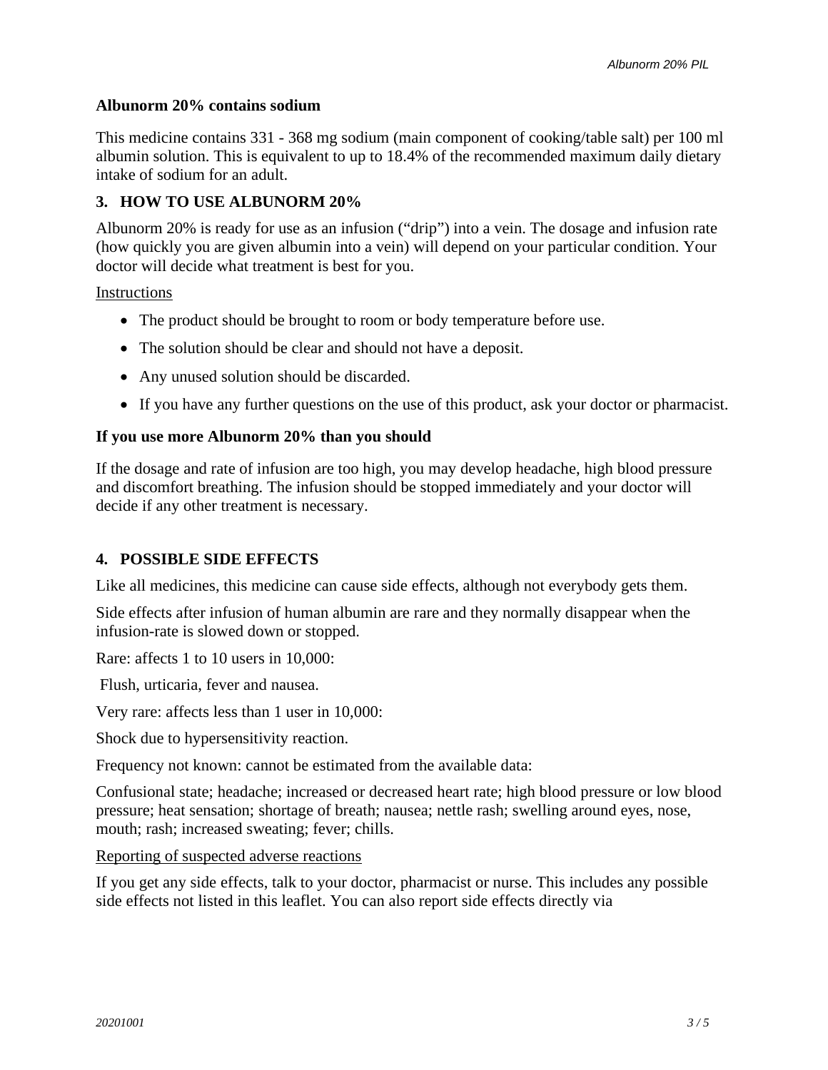**Albunorm 20% contains sodium**

This medicine contains 331 - 368 mg sodium (main component of cooking/table salt) per 100 ml albumin solution. This is equivalent to up to 18.4% of the recommended maximum daily dietary intake of sodium for an adult.

## 3. HOW TO USE ALBUNORM 20%

Albunorm 20% is ready for use as an infusion ("drip") into a vein. The dosage and infusion rate (how quickly you are given albumin into a vein) will depend on your particular condition. Your doctor will decide what treatment is best for you.

Instructions

- The product should be brought to room or body temperature before use.
- The solution should be clear and should not have a deposit.
- Any unused solution should be discarded.
- If you have any further questions on the use of this product, ask your doctor or pharmacist.

**If you use more Albunorm 20% than you should**

If the dosage and rate of infusion are too high, you may develop headache, high blood pressure and discomfort breathing. The infusion should be stopped immediately and your doctor will decide if any other treatment is necessary.

## 4. POSSIBLE SIDE EFFECTS

Like all medicines, this medicine can cause side effects, although not everybody gets them.

Side effects after infusion of human albumin are rare and they normally disappear when the infusion-rate is slowed down or stopped.

Rare: affects 1 to 10 users in 10,000:

Flush, urticaria, fever and nausea.

Very rare: affects less than 1 user in 10,000:

Shock due to hypersensitivity reaction.

Frequency not known: cannot be estimated from the available data:

Confusional state; headache; increased or decreased heart rate; high blood pressure or low blood pressure; heat sensation; shortage of breath; nausea; nettle rash; swelling around eyes, nose, mouth; rash; increased sweating; fever; chills.

Reporting of suspected adverse reactions

If you get any side effects, talk to your doctor, pharmacist or nurse. This includes any possible side effects not listed in this leaflet. You can also report side effects directly via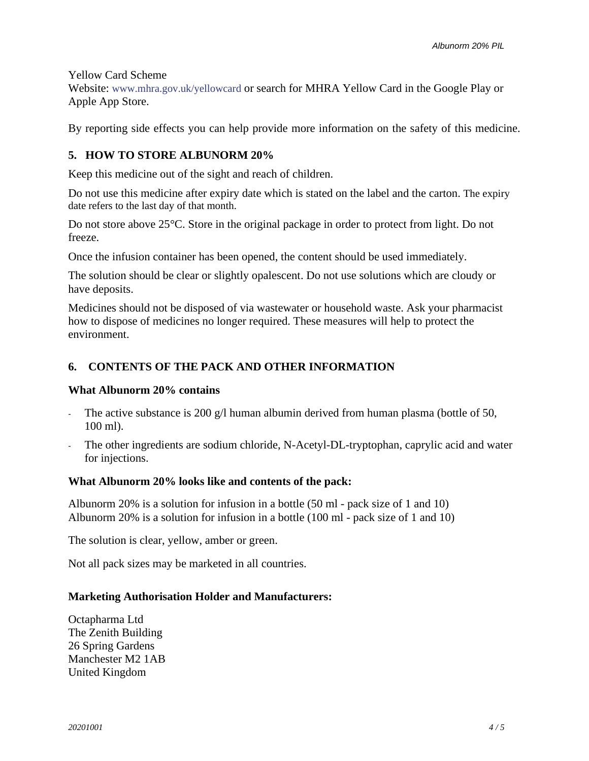Yellow Card Scheme
Website: www.mhra.gov.uk/yellowcard or search for MHRA Yellow Card in the Google Play or Apple App Store.

By reporting side effects you can help provide more information on the safety of this medicine.

## 5. HOW TO STORE ALBUNORM 20%

Keep this medicine out of the sight and reach of children.

Do not use this medicine after expiry date which is stated on the label and the carton. The expiry date refers to the last day of that month.

Do not store above 25°C. Store in the original package in order to protect from light. Do not freeze.

Once the infusion container has been opened, the content should be used immediately.

The solution should be clear or slightly opalescent. Do not use solutions which are cloudy or have deposits.

Medicines should not be disposed of via wastewater or household waste. Ask your pharmacist how to dispose of medicines no longer required. These measures will help to protect the environment.

## 6. CONTENTS OF THE PACK AND OTHER INFORMATION

### What Albunorm 20% contains

- The active substance is 200 g/l human albumin derived from human plasma (bottle of 50, 100 ml).
- The other ingredients are sodium chloride, N-Acetyl-DL-tryptophan, caprylic acid and water for injections.

### What Albunorm 20% looks like and contents of the pack:

Albunorm 20% is a solution for infusion in a bottle (50 ml - pack size of 1 and 10)
Albunorm 20% is a solution for infusion in a bottle (100 ml - pack size of 1 and 10)

The solution is clear, yellow, amber or green.

Not all pack sizes may be marketed in all countries.

### Marketing Authorisation Holder and Manufacturers:

Octapharma Ltd
The Zenith Building
26 Spring Gardens
Manchester M2 1AB
United Kingdom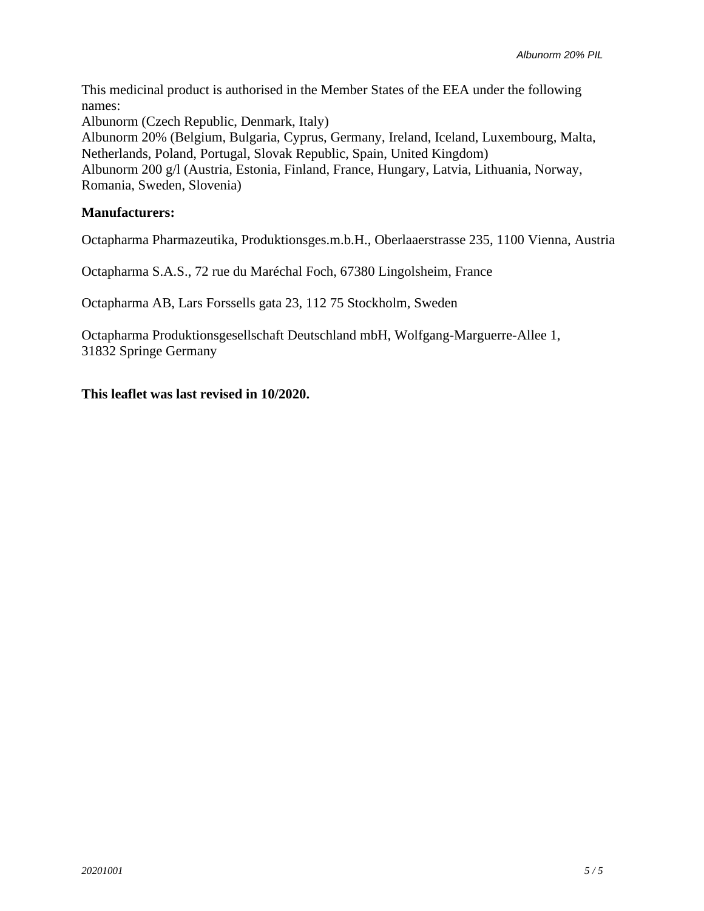This medicinal product is authorised in the Member States of the EEA under the following names:
Albunorm (Czech Republic, Denmark, Italy)
Albunorm 20% (Belgium, Bulgaria, Cyprus, Germany, Ireland, Iceland, Luxembourg, Malta, Netherlands, Poland, Portugal, Slovak Republic, Spain, United Kingdom)
Albunorm 200 g/l (Austria, Estonia, Finland, France, Hungary, Latvia, Lithuania, Norway, Romania, Sweden, Slovenia)

**Manufacturers:**

Octapharma Pharmazeutika, Produktionsges.m.b.H., Oberlaaerstrasse 235, 1100 Vienna, Austria

Octapharma S.A.S., 72 rue du Maréchal Foch, 67380 Lingolsheim, France

Octapharma AB, Lars Forssells gata 23, 112 75 Stockholm, Sweden

Octapharma Produktionsgesellschaft Deutschland mbH, Wolfgang-Marguerre-Allee 1, 31832 Springe Germany

**This leaflet was last revised in 10/2020.**